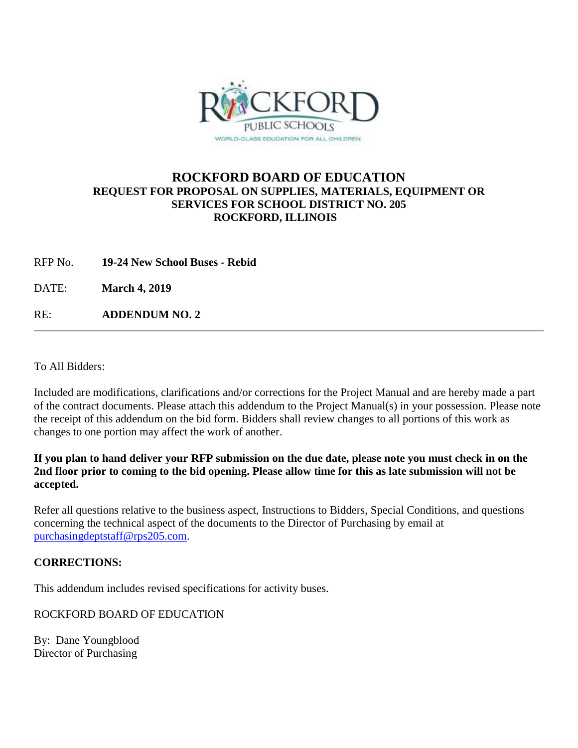# ROCKFORD BOARD OF EDUCATION

## REQUEST FOR PROPOSAL ON SUPPLIES, MATERIALS, EQUIPMENT OR SERVICES FOR SCHOOL DISTRICT NO. 205 ROCKFORD, ILLINOIS

RFP No. **19-24 New School Buses - Rebid**

DATE: **March 4, 2019**

RE: **ADDENDUM NO. 2**

---

To All Bidders:

Included are modifications, clarifications and/or corrections for the Project Manual and are hereby made a part of the contract documents. Please attach this addendum to the Project Manual(s) in your possession. Please note the receipt of this addendum on the bid form. Bidders shall review changes to all portions of this work as changes to one portion may affect the work of another.

**If you plan to hand deliver your RFP submission on the due date, please note you must check in on the 2nd floor prior to coming to the bid opening. Please allow time for this as late submission will not be accepted.**

Refer all questions relative to the business aspect, Instructions to Bidders, Special Conditions, and questions concerning the technical aspect of the documents to the Director of Purchasing by email at purchasingdeptstaff@rps205.com.

**CORRECTIONS:**

This addendum includes revised specifications for activity buses.

ROCKFORD BOARD OF EDUCATION

By: Dane Youngblood
Director of Purchasing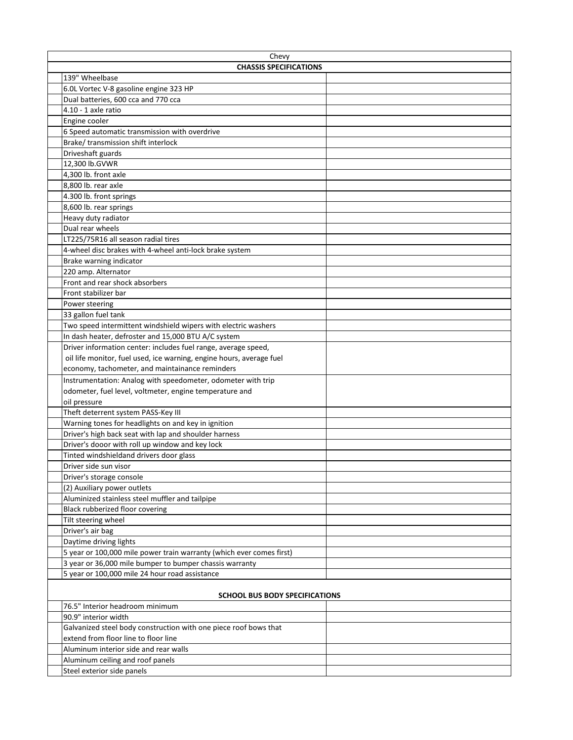| | Chevy | |
|---|---|---|
| | **CHASSIS SPECIFICATIONS** | |
| | 139" Wheelbase | |
| | 6.0L Vortec V-8 gasoline engine 323 HP | |
| | Dual batteries, 600 cca and 770 cca | |
| | 4.10 - 1 axle ratio | |
| | Engine cooler | |
| | 6 Speed automatic transmission with overdrive | |
| | Brake/ transmission shift interlock | |
| | Driveshaft guards | |
| | 12,300 lb.GVWR | |
| | 4,300 lb. front axle | |
| | 8,800 lb. rear axle | |
| | 4.300 lb. front springs | |
| | 8,600 lb. rear springs | |
| | Heavy duty radiator | |
| | Dual rear wheels | |
| | LT225/75R16 all season radial tires | |
| | 4-wheel disc brakes with 4-wheel anti-lock brake system | |
| | Brake warning indicator | |
| | 220 amp. Alternator | |
| | Front and rear shock absorbers | |
| | Front stabilizer bar | |
| | Power steering | |
| | 33 gallon fuel tank | |
| | Two speed intermittent windshield wipers with electric washers | |
| | In dash heater, defroster and 15,000 BTU A/C system | |
| | Driver information center: includes fuel range, average speed, oil life monitor, fuel used, ice warning, engine hours, average fuel economy, tachometer, and maintainance reminders | |
| | Instrumentation: Analog with speedometer, odometer with trip odometer, fuel level, voltmeter, engine temperature and oil pressure | |
| | Theft deterrent system PASS-Key III | |
| | Warning tones for headlights on and key in ignition | |
| | Driver's high back seat with lap and shoulder harness | |
| | Driver's dooor with roll up window and key lock | |
| | Tinted windshieldand drivers door glass | |
| | Driver side sun visor | |
| | Driver's storage console | |
| | (2) Auxiliary power outlets | |
| | Aluminized stainless steel muffler and tailpipe | |
| | Black rubberized floor covering | |
| | Tilt steering wheel | |
| | Driver's air bag | |
| | Daytime driving lights | |
| | 5 year or 100,000 mile power train warranty (which ever comes first) | |
| | 3 year or 36,000 mile bumper to bumper chassis warranty | |
| | 5 year or 100,000 mile 24 hour road assistance | |
| | **SCHOOL BUS BODY SPECIFICATIONS** | |
| | 76.5" Interior headroom minimum | |
| | 90.9" interior width | |
| | Galvanized steel body construction with one piece roof bows that extend from floor line to floor line | |
| | Aluminum interior side and rear walls | |
| | Aluminum ceiling and roof panels | |
| | Steel exterior side panels | |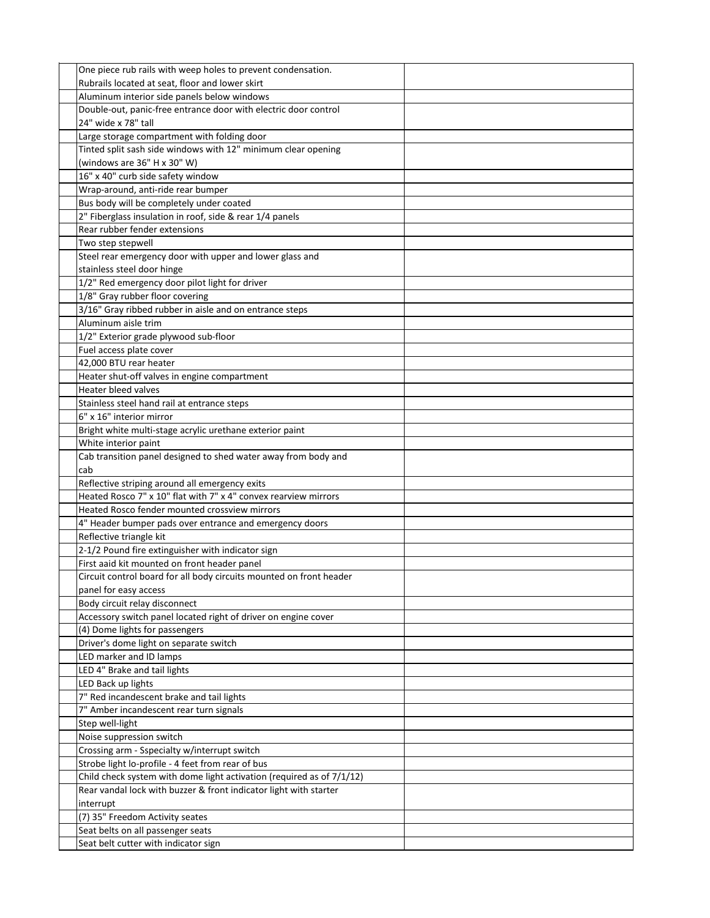| | | |
|---|---|---|
| | One piece rub rails with weep holes to prevent condensation. Rubrails located at seat, floor and lower skirt | |
| | Aluminum interior side panels below windows | |
| | Double-out, panic-free entrance door with electric door control 24" wide x 78" tall | |
| | Large storage compartment with folding door | |
| | Tinted split sash side windows with 12" minimum clear opening (windows are 36" H x 30" W) | |
| | 16" x 40" curb side safety window | |
| | Wrap-around, anti-ride rear bumper | |
| | Bus body will be completely under coated | |
| | 2" Fiberglass insulation in roof, side & rear 1/4 panels | |
| | Rear rubber fender extensions | |
| | Two step stepwell | |
| | Steel rear emergency door with upper and lower glass and stainless steel door hinge | |
| | 1/2" Red emergency door pilot light for driver | |
| | 1/8" Gray rubber floor covering | |
| | 3/16" Gray ribbed rubber in aisle and on entrance steps | |
| | Aluminum aisle trim | |
| | 1/2" Exterior grade plywood sub-floor | |
| | Fuel access plate cover | |
| | 42,000 BTU rear heater | |
| | Heater shut-off valves in engine compartment | |
| | Heater bleed valves | |
| | Stainless steel hand rail at entrance steps | |
| | 6" x 16" interior mirror | |
| | Bright white multi-stage acrylic urethane exterior paint | |
| | White interior paint | |
| | Cab transition panel designed to shed water away from body and cab | |
| | Reflective striping around all emergency exits | |
| | Heated Rosco 7" x 10" flat with 7" x 4" convex rearview mirrors | |
| | Heated Rosco fender mounted crossview mirrors | |
| | 4" Header bumper pads over entrance and emergency doors | |
| | Reflective triangle kit | |
| | 2-1/2 Pound fire extinguisher with indicator sign | |
| | First aaid kit mounted on front header panel | |
| | Circuit control board for all body circuits mounted on front header panel for easy access | |
| | Body circuit relay disconnect | |
| | Accessory switch panel located right of driver on engine cover | |
| | (4) Dome lights for passengers | |
| | Driver's dome light on separate switch | |
| | LED marker and ID lamps | |
| | LED 4" Brake and tail lights | |
| | LED Back up lights | |
| | 7" Red incandescent brake and tail lights | |
| | 7" Amber incandescent rear turn signals | |
| | Step well-light | |
| | Noise suppression switch | |
| | Crossing arm - Sspecialty w/interrupt switch | |
| | Strobe light lo-profile - 4 feet from rear of bus | |
| | Child check system with dome light activation (required as of 7/1/12) | |
| | Rear vandal lock with buzzer & front indicator light with starter interrupt | |
| | (7) 35" Freedom Activity seates | |
| | Seat belts on all passenger seats | |
| | Seat belt cutter with indicator sign | |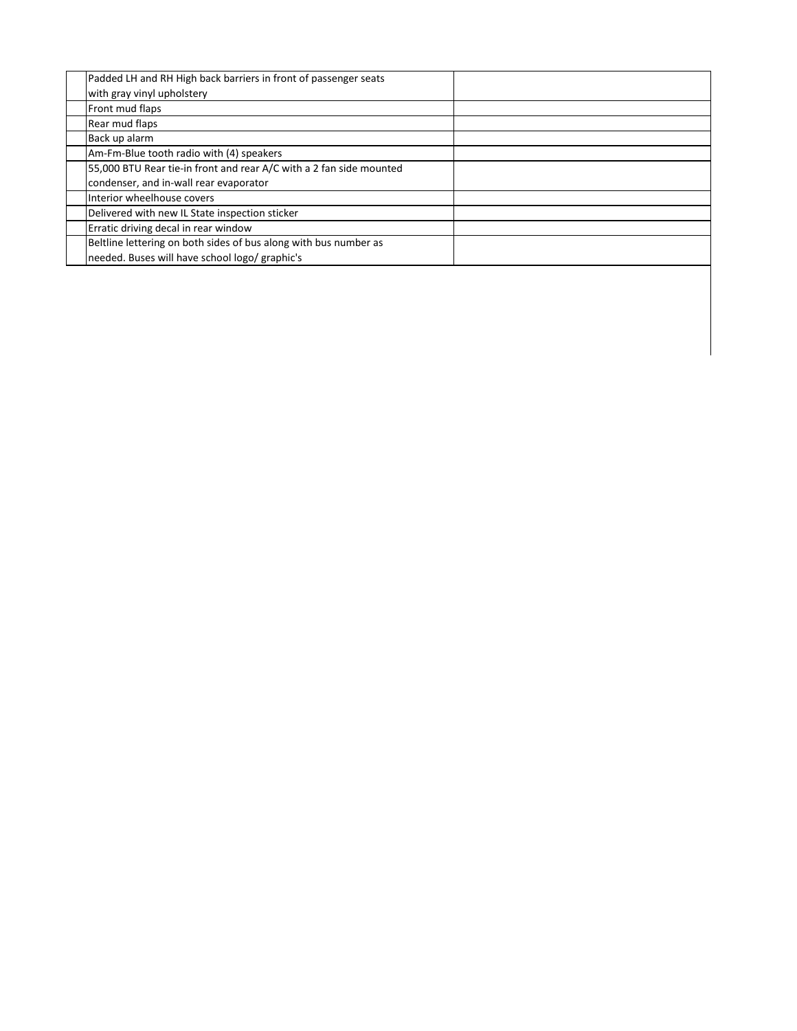| | | |
|---|---|---|
| | Padded LH and RH High back barriers in front of passenger seats with gray vinyl upholstery | |
| | Front mud flaps | |
| | Rear mud flaps | |
| | Back up alarm | |
| | Am-Fm-Blue tooth radio with (4) speakers | |
| | 55,000 BTU Rear tie-in front and rear A/C with a 2 fan side mounted condenser, and in-wall rear evaporator | |
| | Interior wheelhouse covers | |
| | Delivered with new IL State inspection sticker | |
| | Erratic driving decal in rear window | |
| | Beltline lettering on both sides of bus along with bus number as needed. Buses will have school logo/ graphic's | |